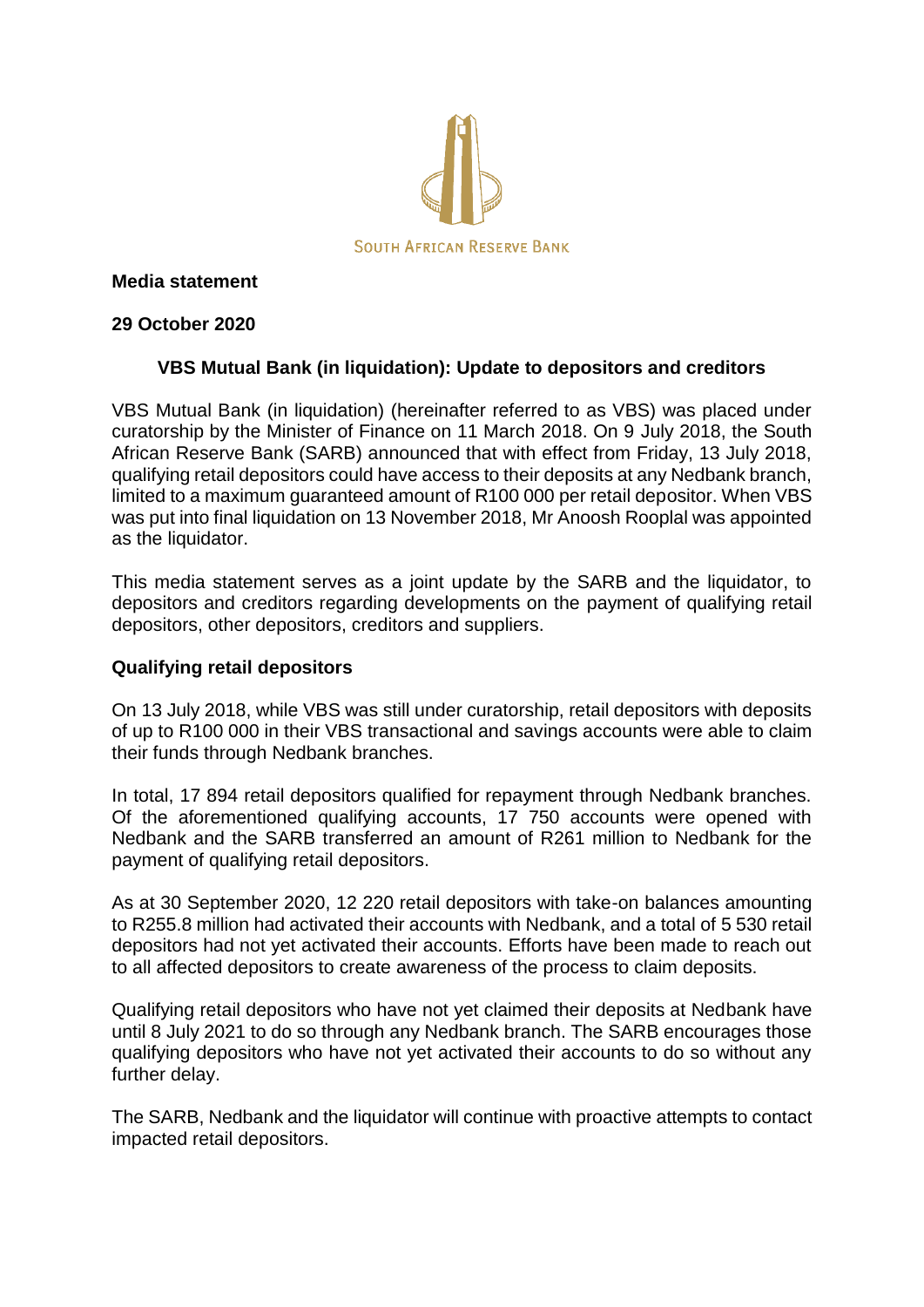SOUTH AFRICAN RESERVE BANK

**Media statement**

**29 October 2020**

**VBS Mutual Bank (in liquidation): Update to depositors and creditors**

VBS Mutual Bank (in liquidation) (hereinafter referred to as VBS) was placed under curatorship by the Minister of Finance on 11 March 2018. On 9 July 2018, the South African Reserve Bank (SARB) announced that with effect from Friday, 13 July 2018, qualifying retail depositors could have access to their deposits at any Nedbank branch, limited to a maximum guaranteed amount of R100 000 per retail depositor. When VBS was put into final liquidation on 13 November 2018, Mr Anoosh Rooplal was appointed as the liquidator.

This media statement serves as a joint update by the SARB and the liquidator, to depositors and creditors regarding developments on the payment of qualifying retail depositors, other depositors, creditors and suppliers.

**Qualifying retail depositors**

On 13 July 2018, while VBS was still under curatorship, retail depositors with deposits of up to R100 000 in their VBS transactional and savings accounts were able to claim their funds through Nedbank branches.

In total, 17 894 retail depositors qualified for repayment through Nedbank branches. Of the aforementioned qualifying accounts, 17 750 accounts were opened with Nedbank and the SARB transferred an amount of R261 million to Nedbank for the payment of qualifying retail depositors.

As at 30 September 2020, 12 220 retail depositors with take-on balances amounting to R255.8 million had activated their accounts with Nedbank, and a total of 5 530 retail depositors had not yet activated their accounts. Efforts have been made to reach out to all affected depositors to create awareness of the process to claim deposits.

Qualifying retail depositors who have not yet claimed their deposits at Nedbank have until 8 July 2021 to do so through any Nedbank branch. The SARB encourages those qualifying depositors who have not yet activated their accounts to do so without any further delay.

The SARB, Nedbank and the liquidator will continue with proactive attempts to contact impacted retail depositors.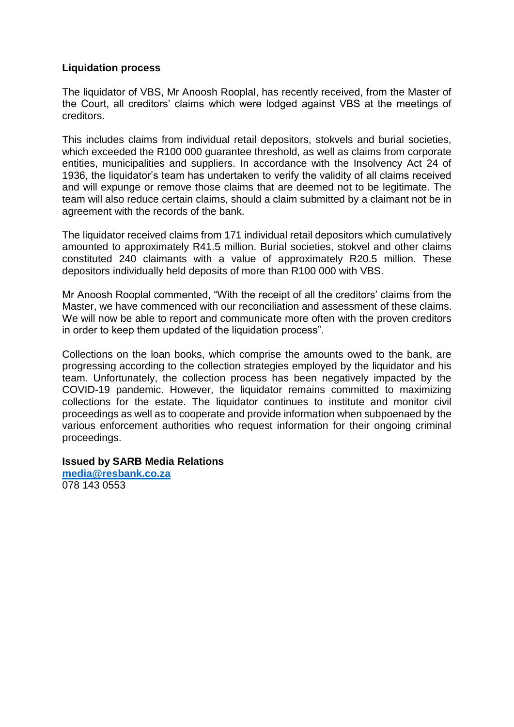**Liquidation process**

The liquidator of VBS, Mr Anoosh Rooplal, has recently received, from the Master of the Court, all creditors' claims which were lodged against VBS at the meetings of creditors.

This includes claims from individual retail depositors, stokvels and burial societies, which exceeded the R100 000 guarantee threshold, as well as claims from corporate entities, municipalities and suppliers. In accordance with the Insolvency Act 24 of 1936, the liquidator's team has undertaken to verify the validity of all claims received and will expunge or remove those claims that are deemed not to be legitimate. The team will also reduce certain claims, should a claim submitted by a claimant not be in agreement with the records of the bank.

The liquidator received claims from 171 individual retail depositors which cumulatively amounted to approximately R41.5 million. Burial societies, stokvel and other claims constituted 240 claimants with a value of approximately R20.5 million. These depositors individually held deposits of more than R100 000 with VBS.

Mr Anoosh Rooplal commented, "With the receipt of all the creditors' claims from the Master, we have commenced with our reconciliation and assessment of these claims. We will now be able to report and communicate more often with the proven creditors in order to keep them updated of the liquidation process".

Collections on the loan books, which comprise the amounts owed to the bank, are progressing according to the collection strategies employed by the liquidator and his team. Unfortunately, the collection process has been negatively impacted by the COVID-19 pandemic. However, the liquidator remains committed to maximizing collections for the estate. The liquidator continues to institute and monitor civil proceedings as well as to cooperate and provide information when subpoenaed by the various enforcement authorities who request information for their ongoing criminal proceedings.

**Issued by SARB Media Relations**
**media@resbank.co.za**
078 143 0553